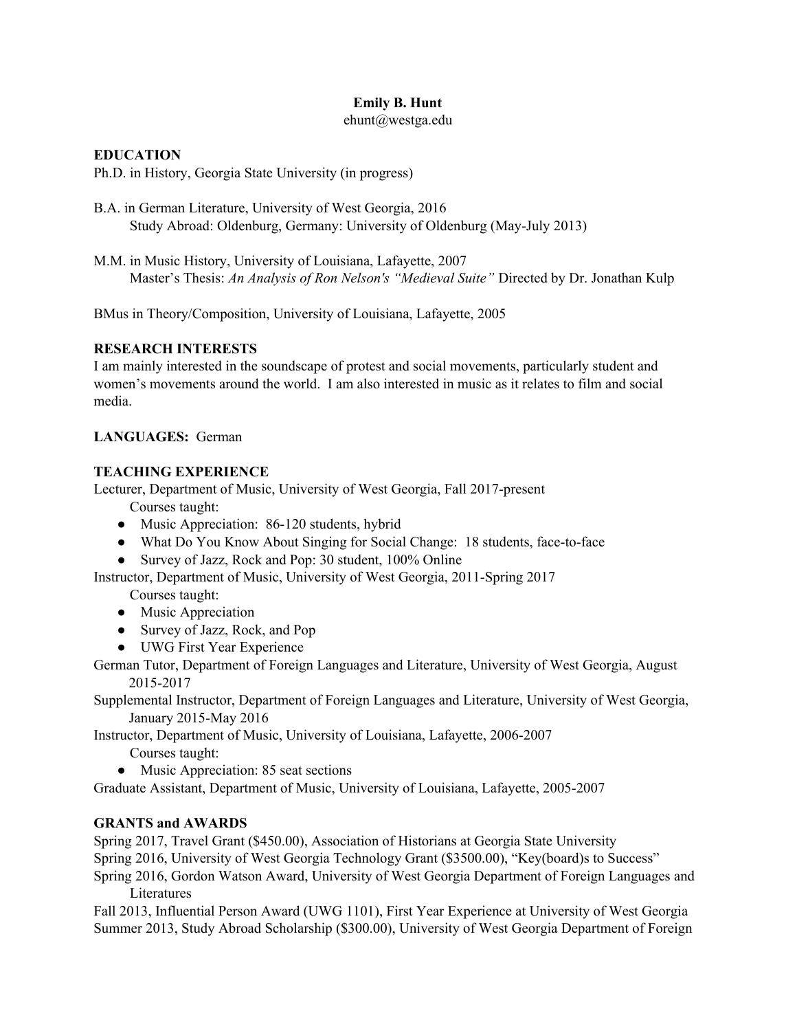**Emily B. Hunt**
ehunt@westga.edu

## EDUCATION

Ph.D. in History, Georgia State University (in progress)

B.A. in German Literature, University of West Georgia, 2016
  Study Abroad: Oldenburg, Germany: University of Oldenburg (May-July 2013)

M.M. in Music History, University of Louisiana, Lafayette, 2007
  Master's Thesis: *An Analysis of Ron Nelson's "Medieval Suite"* Directed by Dr. Jonathan Kulp

BMus in Theory/Composition, University of Louisiana, Lafayette, 2005

## RESEARCH INTERESTS

I am mainly interested in the soundscape of protest and social movements, particularly student and women's movements around the world. I am also interested in music as it relates to film and social media.

**LANGUAGES:** German

## TEACHING EXPERIENCE

Lecturer, Department of Music, University of West Georgia, Fall 2017-present
  Courses taught:
- Music Appreciation: 86-120 students, hybrid
- What Do You Know About Singing for Social Change: 18 students, face-to-face
- Survey of Jazz, Rock and Pop: 30 student, 100% Online

Instructor, Department of Music, University of West Georgia, 2011-Spring 2017
  Courses taught:
- Music Appreciation
- Survey of Jazz, Rock, and Pop
- UWG First Year Experience

German Tutor, Department of Foreign Languages and Literature, University of West Georgia, August 2015-2017

Supplemental Instructor, Department of Foreign Languages and Literature, University of West Georgia, January 2015-May 2016

Instructor, Department of Music, University of Louisiana, Lafayette, 2006-2007
  Courses taught:
- Music Appreciation: 85 seat sections

Graduate Assistant, Department of Music, University of Louisiana, Lafayette, 2005-2007

## GRANTS and AWARDS

Spring 2017, Travel Grant ($450.00), Association of Historians at Georgia State University

Spring 2016, University of West Georgia Technology Grant ($3500.00), "Key(board)s to Success"

Spring 2016, Gordon Watson Award, University of West Georgia Department of Foreign Languages and Literatures

Fall 2013, Influential Person Award (UWG 1101), First Year Experience at University of West Georgia

Summer 2013, Study Abroad Scholarship ($300.00), University of West Georgia Department of Foreign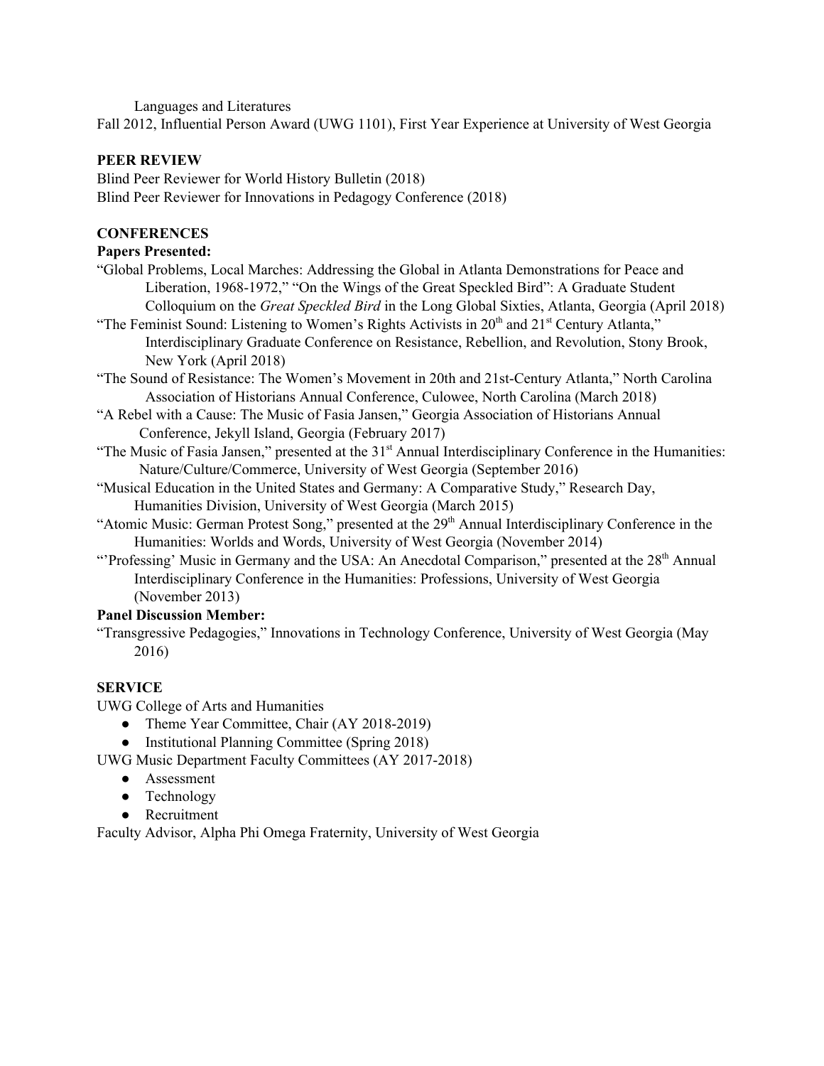Languages and Literatures

Fall 2012, Influential Person Award (UWG 1101), First Year Experience at University of West Georgia

**PEER REVIEW**

Blind Peer Reviewer for World History Bulletin (2018)

Blind Peer Reviewer for Innovations in Pedagogy Conference (2018)

**CONFERENCES**

**Papers Presented:**

"Global Problems, Local Marches: Addressing the Global in Atlanta Demonstrations for Peace and Liberation, 1968-1972," "On the Wings of the Great Speckled Bird": A Graduate Student Colloquium on the *Great Speckled Bird* in the Long Global Sixties, Atlanta, Georgia (April 2018)

"The Feminist Sound: Listening to Women's Rights Activists in 20th and 21st Century Atlanta," Interdisciplinary Graduate Conference on Resistance, Rebellion, and Revolution, Stony Brook, New York (April 2018)

"The Sound of Resistance: The Women's Movement in 20th and 21st-Century Atlanta," North Carolina Association of Historians Annual Conference, Culowee, North Carolina (March 2018)

"A Rebel with a Cause: The Music of Fasia Jansen," Georgia Association of Historians Annual Conference, Jekyll Island, Georgia (February 2017)

"The Music of Fasia Jansen," presented at the 31st Annual Interdisciplinary Conference in the Humanities: Nature/Culture/Commerce, University of West Georgia (September 2016)

"Musical Education in the United States and Germany: A Comparative Study," Research Day, Humanities Division, University of West Georgia (March 2015)

"Atomic Music: German Protest Song," presented at the 29th Annual Interdisciplinary Conference in the Humanities: Worlds and Words, University of West Georgia (November 2014)

"'Professing' Music in Germany and the USA: An Anecdotal Comparison," presented at the 28th Annual Interdisciplinary Conference in the Humanities: Professions, University of West Georgia (November 2013)

**Panel Discussion Member:**

"Transgressive Pedagogies," Innovations in Technology Conference, University of West Georgia (May 2016)

**SERVICE**

UWG College of Arts and Humanities

- Theme Year Committee, Chair (AY 2018-2019)
- Institutional Planning Committee (Spring 2018)

UWG Music Department Faculty Committees (AY 2017-2018)

- Assessment
- Technology
- Recruitment

Faculty Advisor, Alpha Phi Omega Fraternity, University of West Georgia